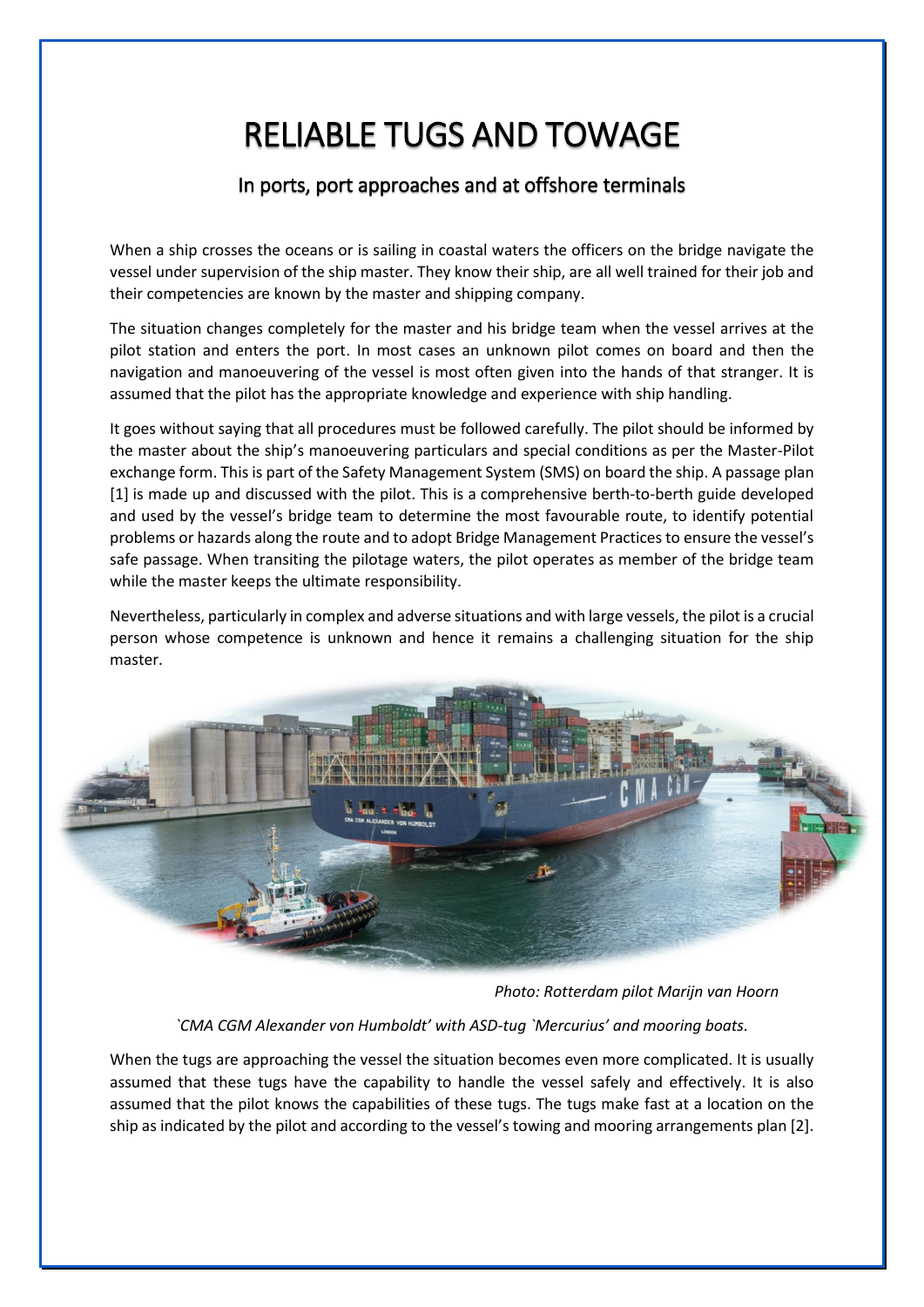# RELIABLE TUGS AND TOWAGE

## In ports, port approaches and at offshore terminals

When a ship crosses the oceans or is sailing in coastal waters the officers on the bridge navigate the vessel under supervision of the ship master. They know their ship, are all well trained for their job and their competencies are known by the master and shipping company.

The situation changes completely for the master and his bridge team when the vessel arrives at the pilot station and enters the port. In most cases an unknown pilot comes on board and then the navigation and manoeuvering of the vessel is most often given into the hands of that stranger. It is assumed that the pilot has the appropriate knowledge and experience with ship handling.

It goes without saying that all procedures must be followed carefully. The pilot should be informed by the master about the ship's manoeuvering particulars and special conditions as per the Master-Pilot exchange form. This is part of the Safety Management System (SMS) on board the ship. A passage plan [1] is made up and discussed with the pilot. This is a comprehensive berth-to-berth guide developed and used by the vessel's bridge team to determine the most favourable route, to identify potential problems or hazards along the route and to adopt Bridge Management Practices to ensure the vessel's safe passage. When transiting the pilotage waters, the pilot operates as member of the bridge team while the master keeps the ultimate responsibility.

Nevertheless, particularly in complex and adverse situations and with large vessels, the pilot is a crucial person whose competence is unknown and hence it remains a challenging situation for the ship master.

*Photo: Rotterdam pilot Marijn van Hoorn*

*`CMA CGM Alexander von Humboldt' with ASD-tug `Mercurius' and mooring boats.*

When the tugs are approaching the vessel the situation becomes even more complicated. It is usually assumed that these tugs have the capability to handle the vessel safely and effectively. It is also assumed that the pilot knows the capabilities of these tugs. The tugs make fast at a location on the ship as indicated by the pilot and according to the vessel's towing and mooring arrangements plan [2].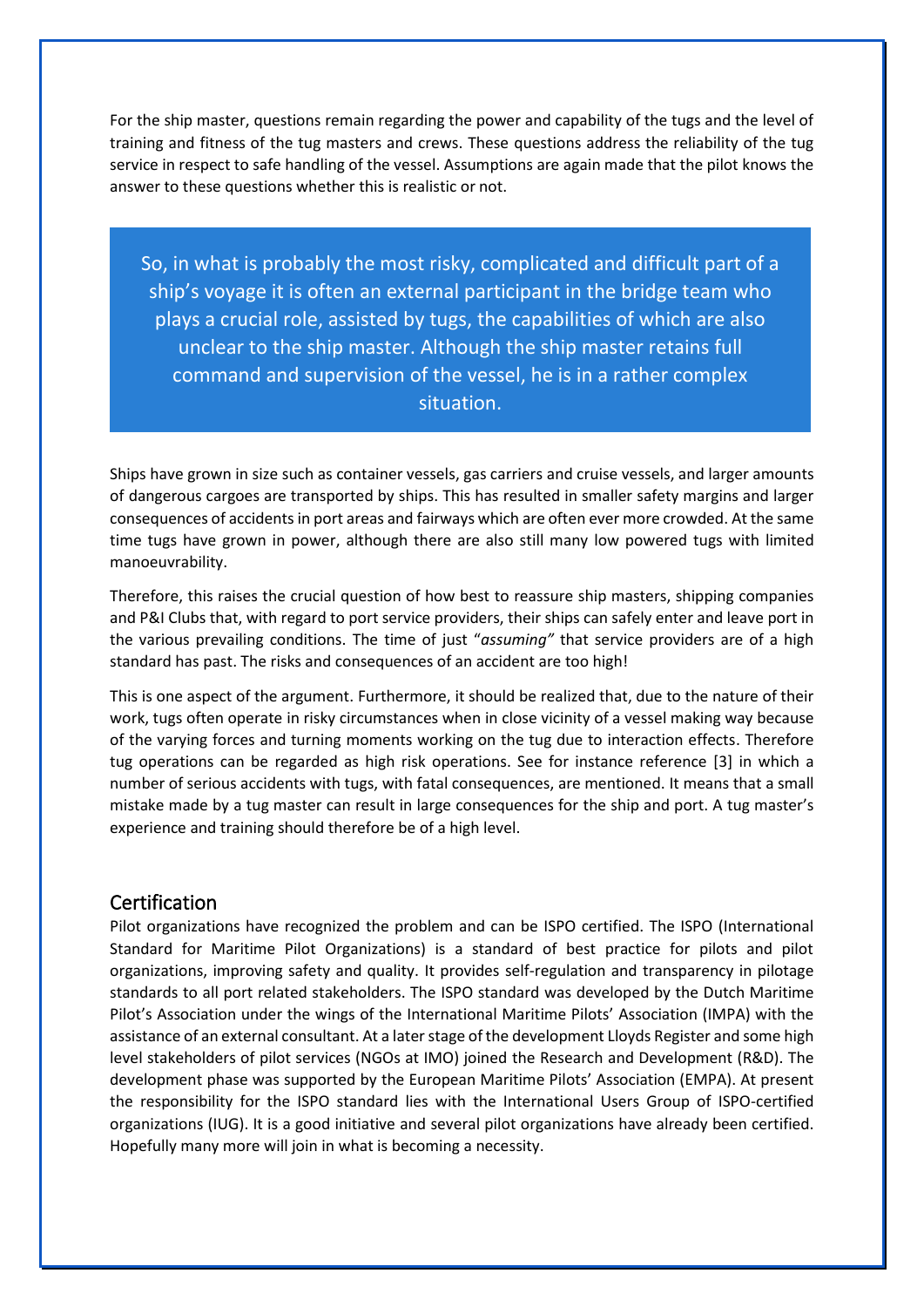For the ship master, questions remain regarding the power and capability of the tugs and the level of training and fitness of the tug masters and crews. These questions address the reliability of the tug service in respect to safe handling of the vessel. Assumptions are again made that the pilot knows the answer to these questions whether this is realistic or not.

> So, in what is probably the most risky, complicated and difficult part of a ship's voyage it is often an external participant in the bridge team who plays a crucial role, assisted by tugs, the capabilities of which are also unclear to the ship master. Although the ship master retains full command and supervision of the vessel, he is in a rather complex situation.

Ships have grown in size such as container vessels, gas carriers and cruise vessels, and larger amounts of dangerous cargoes are transported by ships. This has resulted in smaller safety margins and larger consequences of accidents in port areas and fairways which are often ever more crowded. At the same time tugs have grown in power, although there are also still many low powered tugs with limited manoeuvrability.

Therefore, this raises the crucial question of how best to reassure ship masters, shipping companies and P&I Clubs that, with regard to port service providers, their ships can safely enter and leave port in the various prevailing conditions. The time of just "*assuming"* that service providers are of a high standard has past. The risks and consequences of an accident are too high!

This is one aspect of the argument. Furthermore, it should be realized that, due to the nature of their work, tugs often operate in risky circumstances when in close vicinity of a vessel making way because of the varying forces and turning moments working on the tug due to interaction effects. Therefore tug operations can be regarded as high risk operations. See for instance reference [3] in which a number of serious accidents with tugs, with fatal consequences, are mentioned. It means that a small mistake made by a tug master can result in large consequences for the ship and port. A tug master's experience and training should therefore be of a high level.

## Certification

Pilot organizations have recognized the problem and can be ISPO certified. The ISPO (International Standard for Maritime Pilot Organizations) is a standard of best practice for pilots and pilot organizations, improving safety and quality. It provides self-regulation and transparency in pilotage standards to all port related stakeholders. The ISPO standard was developed by the Dutch Maritime Pilot's Association under the wings of the International Maritime Pilots' Association (IMPA) with the assistance of an external consultant. At a later stage of the development Lloyds Register and some high level stakeholders of pilot services (NGOs at IMO) joined the Research and Development (R&D). The development phase was supported by the European Maritime Pilots' Association (EMPA). At present the responsibility for the ISPO standard lies with the International Users Group of ISPO-certified organizations (IUG). It is a good initiative and several pilot organizations have already been certified. Hopefully many more will join in what is becoming a necessity.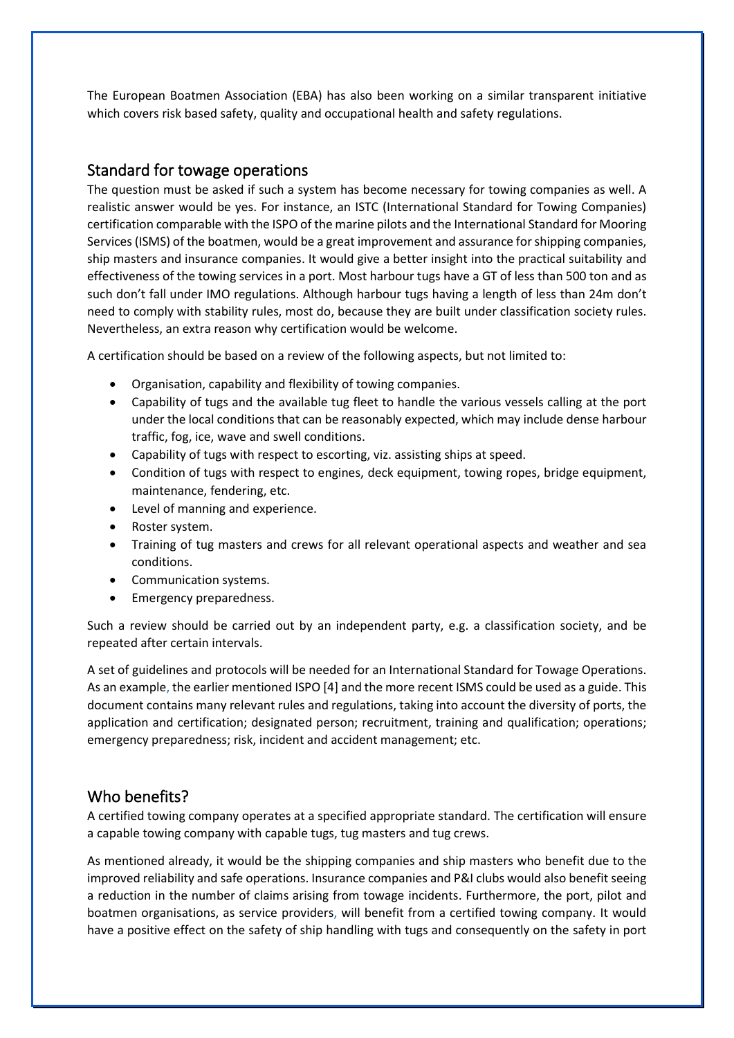The European Boatmen Association (EBA) has also been working on a similar transparent initiative which covers risk based safety, quality and occupational health and safety regulations.

## Standard for towage operations

The question must be asked if such a system has become necessary for towing companies as well. A realistic answer would be yes. For instance, an ISTC (International Standard for Towing Companies) certification comparable with the ISPO of the marine pilots and the International Standard for Mooring Services (ISMS) of the boatmen, would be a great improvement and assurance for shipping companies, ship masters and insurance companies. It would give a better insight into the practical suitability and effectiveness of the towing services in a port. Most harbour tugs have a GT of less than 500 ton and as such don't fall under IMO regulations. Although harbour tugs having a length of less than 24m don't need to comply with stability rules, most do, because they are built under classification society rules. Nevertheless, an extra reason why certification would be welcome.

A certification should be based on a review of the following aspects, but not limited to:

- Organisation, capability and flexibility of towing companies.
- Capability of tugs and the available tug fleet to handle the various vessels calling at the port under the local conditions that can be reasonably expected, which may include dense harbour traffic, fog, ice, wave and swell conditions.
- Capability of tugs with respect to escorting, viz. assisting ships at speed.
- Condition of tugs with respect to engines, deck equipment, towing ropes, bridge equipment, maintenance, fendering, etc.
- Level of manning and experience.
- Roster system.
- Training of tug masters and crews for all relevant operational aspects and weather and sea conditions.
- Communication systems.
- Emergency preparedness.

Such a review should be carried out by an independent party, e.g. a classification society, and be repeated after certain intervals.

A set of guidelines and protocols will be needed for an International Standard for Towage Operations. As an example, the earlier mentioned ISPO [4] and the more recent ISMS could be used as a guide. This document contains many relevant rules and regulations, taking into account the diversity of ports, the application and certification; designated person; recruitment, training and qualification; operations; emergency preparedness; risk, incident and accident management; etc.

## Who benefits?

A certified towing company operates at a specified appropriate standard. The certification will ensure a capable towing company with capable tugs, tug masters and tug crews.

As mentioned already, it would be the shipping companies and ship masters who benefit due to the improved reliability and safe operations. Insurance companies and P&I clubs would also benefit seeing a reduction in the number of claims arising from towage incidents. Furthermore, the port, pilot and boatmen organisations, as service providers, will benefit from a certified towing company. It would have a positive effect on the safety of ship handling with tugs and consequently on the safety in port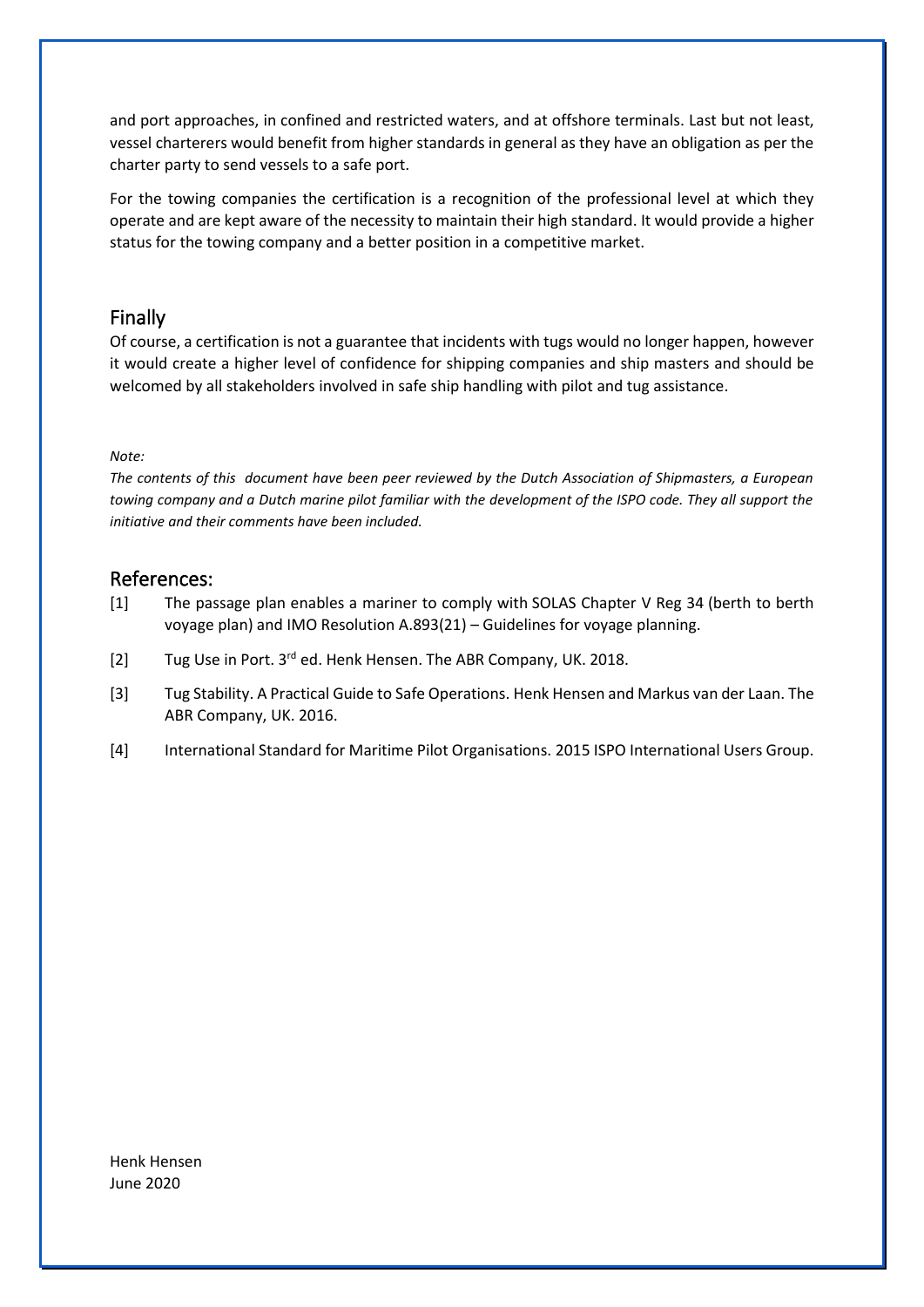and port approaches, in confined and restricted waters, and at offshore terminals. Last but not least, vessel charterers would benefit from higher standards in general as they have an obligation as per the charter party to send vessels to a safe port.

For the towing companies the certification is a recognition of the professional level at which they operate and are kept aware of the necessity to maintain their high standard. It would provide a higher status for the towing company and a better position in a competitive market.

## Finally

Of course, a certification is not a guarantee that incidents with tugs would no longer happen, however it would create a higher level of confidence for shipping companies and ship masters and should be welcomed by all stakeholders involved in safe ship handling with pilot and tug assistance.

*Note:*

*The contents of this document have been peer reviewed by the Dutch Association of Shipmasters, a European towing company and a Dutch marine pilot familiar with the development of the ISPO code. They all support the initiative and their comments have been included.*

## References:

[1] The passage plan enables a mariner to comply with SOLAS Chapter V Reg 34 (berth to berth voyage plan) and IMO Resolution A.893(21) – Guidelines for voyage planning.

[2] Tug Use in Port. 3rd ed. Henk Hensen. The ABR Company, UK. 2018.

[3] Tug Stability. A Practical Guide to Safe Operations. Henk Hensen and Markus van der Laan. The ABR Company, UK. 2016.

[4] International Standard for Maritime Pilot Organisations. 2015 ISPO International Users Group.

Henk Hensen
June 2020